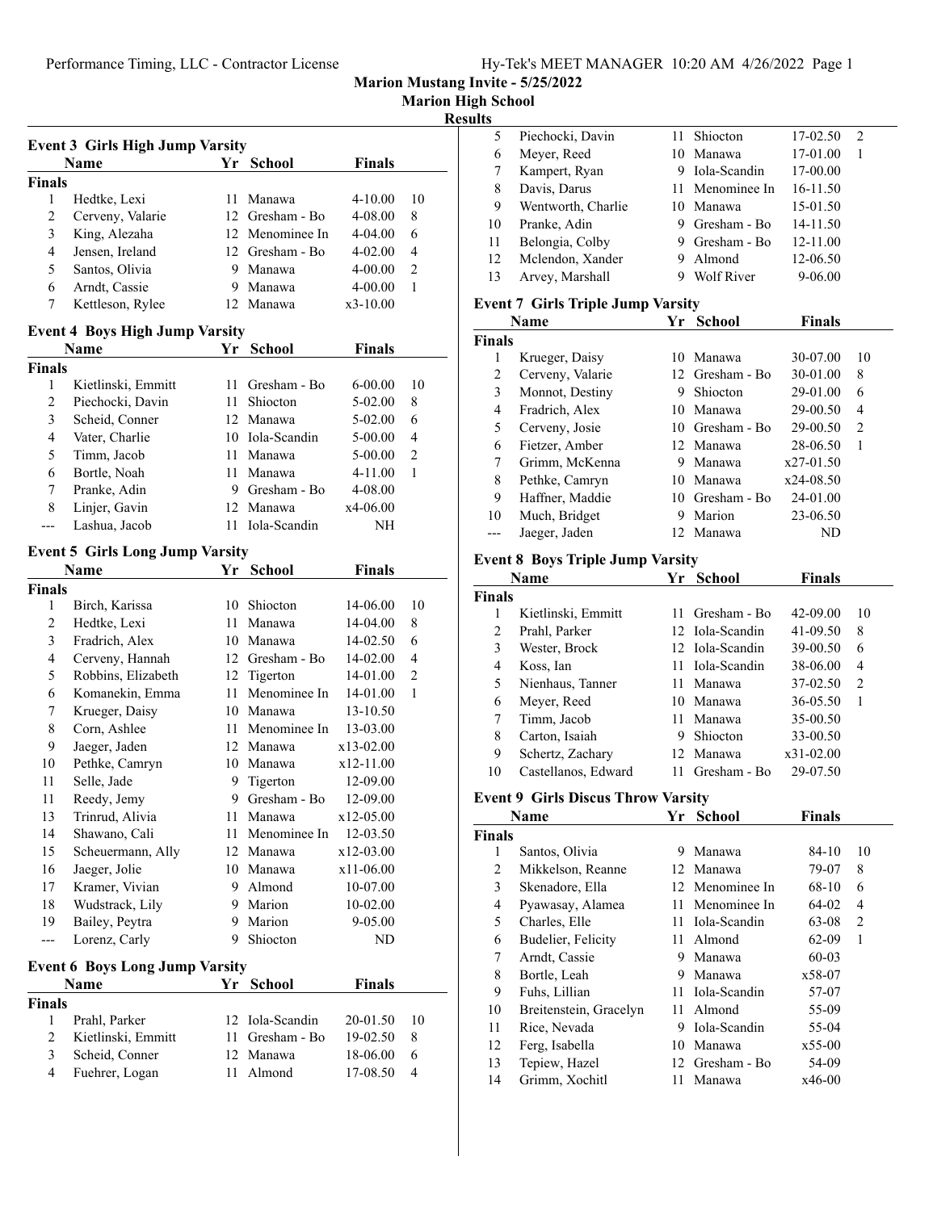# Marion Mustang Invite - 5/25/2022

## Marion High School

### Results

**Event 3 Girls High Jump Varsity**

| | Name | Yr | School | Finals | |
|---|---|---|---|---|---|
| **Finals** | | | | | |
| 1 | Hedtke, Lexi | 11 | Manawa | 4-10.00 | 10 |
| 2 | Cerveny, Valarie | 12 | Gresham - Bo | 4-08.00 | 8 |
| 3 | King, Alezaha | 12 | Menominee In | 4-04.00 | 6 |
| 4 | Jensen, Ireland | 12 | Gresham - Bo | 4-02.00 | 4 |
| 5 | Santos, Olivia | 9 | Manawa | 4-00.00 | 2 |
| 6 | Arndt, Cassie | 9 | Manawa | 4-00.00 | 1 |
| 7 | Kettleson, Rylee | 12 | Manawa | x3-10.00 | |

**Event 4 Boys High Jump Varsity**

| | Name | Yr | School | Finals | |
|---|---|---|---|---|---|
| **Finals** | | | | | |
| 1 | Kietlinski, Emmitt | 11 | Gresham - Bo | 6-00.00 | 10 |
| 2 | Piechocki, Davin | 11 | Shiocton | 5-02.00 | 8 |
| 3 | Scheid, Conner | 12 | Manawa | 5-02.00 | 6 |
| 4 | Vater, Charlie | 10 | Iola-Scandin | 5-00.00 | 4 |
| 5 | Timm, Jacob | 11 | Manawa | 5-00.00 | 2 |
| 6 | Bortle, Noah | 11 | Manawa | 4-11.00 | 1 |
| 7 | Pranke, Adin | 9 | Gresham - Bo | 4-08.00 | |
| 8 | Linjer, Gavin | 12 | Manawa | x4-06.00 | |
| --- | Lashua, Jacob | 11 | Iola-Scandin | NH | |

**Event 5 Girls Long Jump Varsity**

| | Name | Yr | School | Finals | |
|---|---|---|---|---|---|
| **Finals** | | | | | |
| 1 | Birch, Karissa | 10 | Shiocton | 14-06.00 | 10 |
| 2 | Hedtke, Lexi | 11 | Manawa | 14-04.00 | 8 |
| 3 | Fradrich, Alex | 10 | Manawa | 14-02.50 | 6 |
| 4 | Cerveny, Hannah | 12 | Gresham - Bo | 14-02.00 | 4 |
| 5 | Robbins, Elizabeth | 12 | Tigerton | 14-01.00 | 2 |
| 6 | Komanekin, Emma | 11 | Menominee In | 14-01.00 | 1 |
| 7 | Krueger, Daisy | 10 | Manawa | 13-10.50 | |
| 8 | Corn, Ashlee | 11 | Menominee In | 13-03.00 | |
| 9 | Jaeger, Jaden | 12 | Manawa | x13-02.00 | |
| 10 | Pethke, Camryn | 10 | Manawa | x12-11.00 | |
| 11 | Selle, Jade | 9 | Tigerton | 12-09.00 | |
| 11 | Reedy, Jemy | 9 | Gresham - Bo | 12-09.00 | |
| 13 | Trinrud, Alivia | 11 | Manawa | x12-05.00 | |
| 14 | Shawano, Cali | 11 | Menominee In | 12-03.50 | |
| 15 | Scheuermann, Ally | 12 | Manawa | x12-03.00 | |
| 16 | Jaeger, Jolie | 10 | Manawa | x11-06.00 | |
| 17 | Kramer, Vivian | 9 | Almond | 10-07.00 | |
| 18 | Wudstrack, Lily | 9 | Marion | 10-02.00 | |
| 19 | Bailey, Peytra | 9 | Marion | 9-05.00 | |
| --- | Lorenz, Carly | 9 | Shiocton | ND | |

**Event 6 Boys Long Jump Varsity**

| | Name | Yr | School | Finals | |
|---|---|---|---|---|---|
| **Finals** | | | | | |
| 1 | Prahl, Parker | 12 | Iola-Scandin | 20-01.50 | 10 |
| 2 | Kietlinski, Emmitt | 11 | Gresham - Bo | 19-02.50 | 8 |
| 3 | Scheid, Conner | 12 | Manawa | 18-06.00 | 6 |
| 4 | Fuehrer, Logan | 11 | Almond | 17-08.50 | 4 |
| 5 | Piechocki, Davin | 11 | Shiocton | 17-02.50 | 2 |
| 6 | Meyer, Reed | 10 | Manawa | 17-01.00 | 1 |
| 7 | Kampert, Ryan | 9 | Iola-Scandin | 17-00.00 | |
| 8 | Davis, Darus | 11 | Menominee In | 16-11.50 | |
| 9 | Wentworth, Charlie | 10 | Manawa | 15-01.50 | |
| 10 | Pranke, Adin | 9 | Gresham - Bo | 14-11.50 | |
| 11 | Belongia, Colby | 9 | Gresham - Bo | 12-11.00 | |
| 12 | Mclendon, Xander | 9 | Almond | 12-06.50 | |
| 13 | Arvey, Marshall | 9 | Wolf River | 9-06.00 | |

**Event 7 Girls Triple Jump Varsity**

| | Name | Yr | School | Finals | |
|---|---|---|---|---|---|
| **Finals** | | | | | |
| 1 | Krueger, Daisy | 10 | Manawa | 30-07.00 | 10 |
| 2 | Cerveny, Valarie | 12 | Gresham - Bo | 30-01.00 | 8 |
| 3 | Monnot, Destiny | 9 | Shiocton | 29-01.00 | 6 |
| 4 | Fradrich, Alex | 10 | Manawa | 29-00.50 | 4 |
| 5 | Cerveny, Josie | 10 | Gresham - Bo | 29-00.50 | 2 |
| 6 | Fietzer, Amber | 12 | Manawa | 28-06.50 | 1 |
| 7 | Grimm, McKenna | 9 | Manawa | x27-01.50 | |
| 8 | Pethke, Camryn | 10 | Manawa | x24-08.50 | |
| 9 | Haffner, Maddie | 10 | Gresham - Bo | 24-01.00 | |
| 10 | Much, Bridget | 9 | Marion | 23-06.50 | |
| --- | Jaeger, Jaden | 12 | Manawa | ND | |

**Event 8 Boys Triple Jump Varsity**

| | Name | Yr | School | Finals | |
|---|---|---|---|---|---|
| **Finals** | | | | | |
| 1 | Kietlinski, Emmitt | 11 | Gresham - Bo | 42-09.00 | 10 |
| 2 | Prahl, Parker | 12 | Iola-Scandin | 41-09.50 | 8 |
| 3 | Wester, Brock | 12 | Iola-Scandin | 39-00.50 | 6 |
| 4 | Koss, Ian | 11 | Iola-Scandin | 38-06.00 | 4 |
| 5 | Nienhaus, Tanner | 11 | Manawa | 37-02.50 | 2 |
| 6 | Meyer, Reed | 10 | Manawa | 36-05.50 | 1 |
| 7 | Timm, Jacob | 11 | Manawa | 35-00.50 | |
| 8 | Carton, Isaiah | 9 | Shiocton | 33-00.50 | |
| 9 | Schertz, Zachary | 12 | Manawa | x31-02.00 | |
| 10 | Castellanos, Edward | 11 | Gresham - Bo | 29-07.50 | |

**Event 9 Girls Discus Throw Varsity**

| | Name | Yr | School | Finals | |
|---|---|---|---|---|---|
| **Finals** | | | | | |
| 1 | Santos, Olivia | 9 | Manawa | 84-10 | 10 |
| 2 | Mikkelson, Reanne | 12 | Manawa | 79-07 | 8 |
| 3 | Skenadore, Ella | 12 | Menominee In | 68-10 | 6 |
| 4 | Pyawasay, Alamea | 11 | Menominee In | 64-02 | 4 |
| 5 | Charles, Elle | 11 | Iola-Scandin | 63-08 | 2 |
| 6 | Budelier, Felicity | 11 | Almond | 62-09 | 1 |
| 7 | Arndt, Cassie | 9 | Manawa | 60-03 | |
| 8 | Bortle, Leah | 9 | Manawa | x58-07 | |
| 9 | Fuhs, Lillian | 11 | Iola-Scandin | 57-07 | |
| 10 | Breitenstein, Gracelyn | 11 | Almond | 55-09 | |
| 11 | Rice, Nevada | 9 | Iola-Scandin | 55-04 | |
| 12 | Ferg, Isabella | 10 | Manawa | x55-00 | |
| 13 | Tepiew, Hazel | 12 | Gresham - Bo | 54-09 | |
| 14 | Grimm, Xochitl | 11 | Manawa | x46-00 | |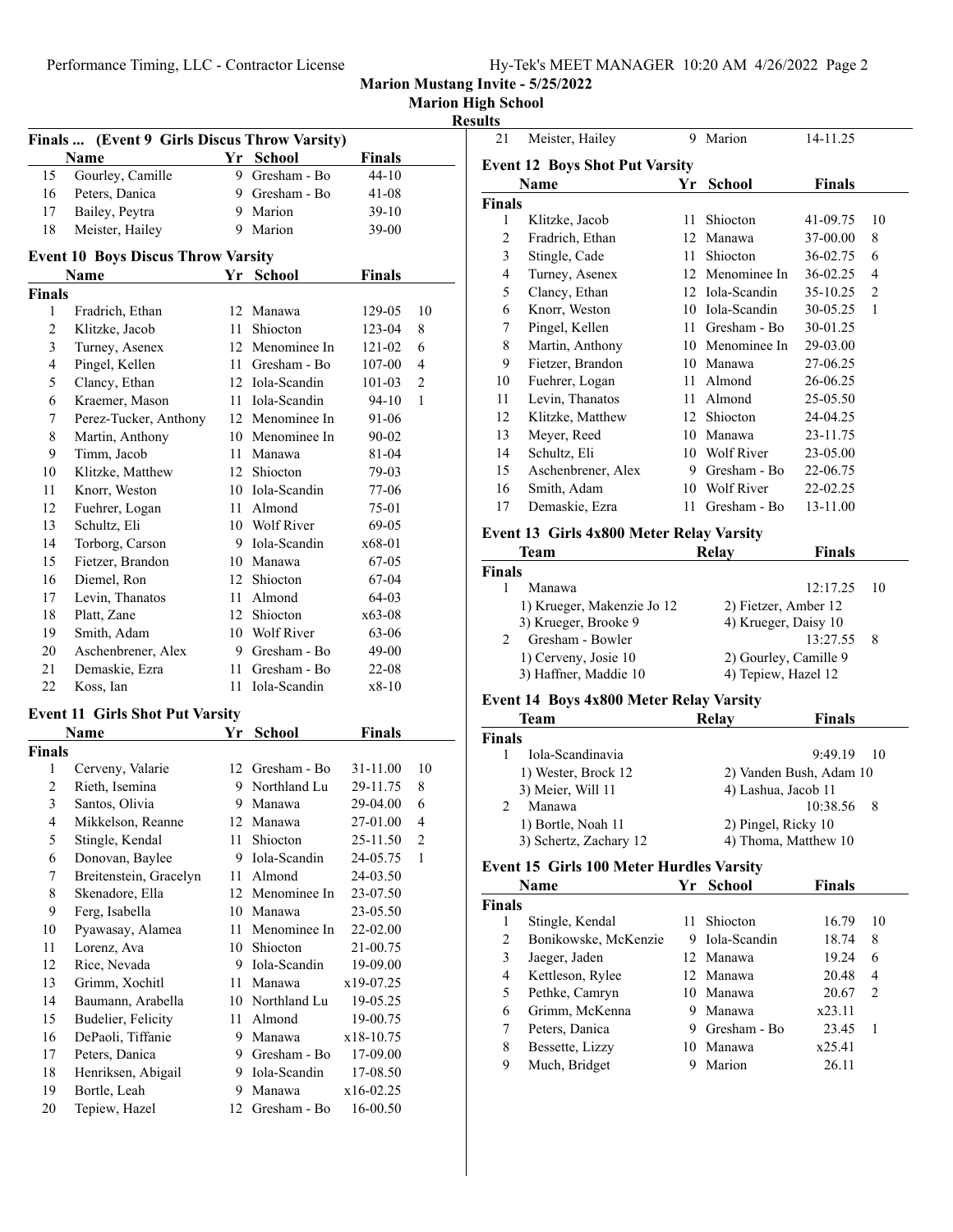# Marion Mustang Invite - 5/25/2022

## Marion High School

### Results

#### Finals ... (Event 9 Girls Discus Throw Varsity)

| | Name | Yr | School | Finals | |
|---|---|---|---|---|---|
| 15 | Gourley, Camille | 9 | Gresham - Bo | 44-10 | |
| 16 | Peters, Danica | 9 | Gresham - Bo | 41-08 | |
| 17 | Bailey, Peytra | 9 | Marion | 39-10 | |
| 18 | Meister, Hailey | 9 | Marion | 39-00 | |

#### Event 10 Boys Discus Throw Varsity

| | Name | Yr | School | Finals | |
|---|---|---|---|---|---|
| **Finals** | | | | | |
| 1 | Fradrich, Ethan | 12 | Manawa | 129-05 | 10 |
| 2 | Klitzke, Jacob | 11 | Shiocton | 123-04 | 8 |
| 3 | Turney, Asenex | 12 | Menominee In | 121-02 | 6 |
| 4 | Pingel, Kellen | 11 | Gresham - Bo | 107-00 | 4 |
| 5 | Clancy, Ethan | 12 | Iola-Scandin | 101-03 | 2 |
| 6 | Kraemer, Mason | 11 | Iola-Scandin | 94-10 | 1 |
| 7 | Perez-Tucker, Anthony | 12 | Menominee In | 91-06 | |
| 8 | Martin, Anthony | 10 | Menominee In | 90-02 | |
| 9 | Timm, Jacob | 11 | Manawa | 81-04 | |
| 10 | Klitzke, Matthew | 12 | Shiocton | 79-03 | |
| 11 | Knorr, Weston | 10 | Iola-Scandin | 77-06 | |
| 12 | Fuehrer, Logan | 11 | Almond | 75-01 | |
| 13 | Schultz, Eli | 10 | Wolf River | 69-05 | |
| 14 | Torborg, Carson | 9 | Iola-Scandin | x68-01 | |
| 15 | Fietzer, Brandon | 10 | Manawa | 67-05 | |
| 16 | Diemel, Ron | 12 | Shiocton | 67-04 | |
| 17 | Levin, Thanatos | 11 | Almond | 64-03 | |
| 18 | Platt, Zane | 12 | Shiocton | x63-08 | |
| 19 | Smith, Adam | 10 | Wolf River | 63-06 | |
| 20 | Aschenbrener, Alex | 9 | Gresham - Bo | 49-00 | |
| 21 | Demaskie, Ezra | 11 | Gresham - Bo | 22-08 | |
| 22 | Koss, Ian | 11 | Iola-Scandin | x8-10 | |

#### Event 11 Girls Shot Put Varsity

| | Name | Yr | School | Finals | |
|---|---|---|---|---|---|
| **Finals** | | | | | |
| 1 | Cerveny, Valarie | 12 | Gresham - Bo | 31-11.00 | 10 |
| 2 | Rieth, Isemina | 9 | Northland Lu | 29-11.75 | 8 |
| 3 | Santos, Olivia | 9 | Manawa | 29-04.00 | 6 |
| 4 | Mikkelson, Reanne | 12 | Manawa | 27-01.00 | 4 |
| 5 | Stingle, Kendal | 11 | Shiocton | 25-11.50 | 2 |
| 6 | Donovan, Baylee | 9 | Iola-Scandin | 24-05.75 | 1 |
| 7 | Breitenstein, Gracelyn | 11 | Almond | 24-03.50 | |
| 8 | Skenadore, Ella | 12 | Menominee In | 23-07.50 | |
| 9 | Ferg, Isabella | 10 | Manawa | 23-05.50 | |
| 10 | Pyawasay, Alamea | 11 | Menominee In | 22-02.00 | |
| 11 | Lorenz, Ava | 10 | Shiocton | 21-00.75 | |
| 12 | Rice, Nevada | 9 | Iola-Scandin | 19-09.00 | |
| 13 | Grimm, Xochitl | 11 | Manawa | x19-07.25 | |
| 14 | Baumann, Arabella | 10 | Northland Lu | 19-05.25 | |
| 15 | Budelier, Felicity | 11 | Almond | 19-00.75 | |
| 16 | DePaoli, Tiffanie | 9 | Manawa | x18-10.75 | |
| 17 | Peters, Danica | 9 | Gresham - Bo | 17-09.00 | |
| 18 | Henriksen, Abigail | 9 | Iola-Scandin | 17-08.50 | |
| 19 | Bortle, Leah | 9 | Manawa | x16-02.25 | |
| 20 | Tepiew, Hazel | 12 | Gresham - Bo | 16-00.50 | |
| 21 | Meister, Hailey | 9 | Marion | 14-11.25 | |

#### Event 12 Boys Shot Put Varsity

| | Name | Yr | School | Finals | |
|---|---|---|---|---|---|
| **Finals** | | | | | |
| 1 | Klitzke, Jacob | 11 | Shiocton | 41-09.75 | 10 |
| 2 | Fradrich, Ethan | 12 | Manawa | 37-00.00 | 8 |
| 3 | Stingle, Cade | 11 | Shiocton | 36-02.75 | 6 |
| 4 | Turney, Asenex | 12 | Menominee In | 36-02.25 | 4 |
| 5 | Clancy, Ethan | 12 | Iola-Scandin | 35-10.25 | 2 |
| 6 | Knorr, Weston | 10 | Iola-Scandin | 30-05.25 | 1 |
| 7 | Pingel, Kellen | 11 | Gresham - Bo | 30-01.25 | |
| 8 | Martin, Anthony | 10 | Menominee In | 29-03.00 | |
| 9 | Fietzer, Brandon | 10 | Manawa | 27-06.25 | |
| 10 | Fuehrer, Logan | 11 | Almond | 26-06.25 | |
| 11 | Levin, Thanatos | 11 | Almond | 25-05.50 | |
| 12 | Klitzke, Matthew | 12 | Shiocton | 24-04.25 | |
| 13 | Meyer, Reed | 10 | Manawa | 23-11.75 | |
| 14 | Schultz, Eli | 10 | Wolf River | 23-05.00 | |
| 15 | Aschenbrener, Alex | 9 | Gresham - Bo | 22-06.75 | |
| 16 | Smith, Adam | 10 | Wolf River | 22-02.25 | |
| 17 | Demaskie, Ezra | 11 | Gresham - Bo | 13-11.00 | |

#### Event 13 Girls 4x800 Meter Relay Varsity

| | Team | Relay | Finals | |
|---|---|---|---|---|
| **Finals** | | | | |
| 1 | Manawa | | 12:17.25 | 10 |
| | 1) Krueger, Makenzie Jo 12 | 2) Fietzer, Amber 12 | | |
| | 3) Krueger, Brooke 9 | 4) Krueger, Daisy 10 | | |
| 2 | Gresham - Bowler | | 13:27.55 | 8 |
| | 1) Cerveny, Josie 10 | 2) Gourley, Camille 9 | | |
| | 3) Haffner, Maddie 10 | 4) Tepiew, Hazel 12 | | |

#### Event 14 Boys 4x800 Meter Relay Varsity

| | Team | Relay | Finals | |
|---|---|---|---|---|
| **Finals** | | | | |
| 1 | Iola-Scandinavia | | 9:49.19 | 10 |
| | 1) Wester, Brock 12 | 2) Vanden Bush, Adam 10 | | |
| | 3) Meier, Will 11 | 4) Lashua, Jacob 11 | | |
| 2 | Manawa | | 10:38.56 | 8 |
| | 1) Bortle, Noah 11 | 2) Pingel, Ricky 10 | | |
| | 3) Schertz, Zachary 12 | 4) Thoma, Matthew 10 | | |

#### Event 15 Girls 100 Meter Hurdles Varsity

| | Name | Yr | School | Finals | |
|---|---|---|---|---|---|
| **Finals** | | | | | |
| 1 | Stingle, Kendal | 11 | Shiocton | 16.79 | 10 |
| 2 | Bonikowske, McKenzie | 9 | Iola-Scandin | 18.74 | 8 |
| 3 | Jaeger, Jaden | 12 | Manawa | 19.24 | 6 |
| 4 | Kettleson, Rylee | 12 | Manawa | 20.48 | 4 |
| 5 | Pethke, Camryn | 10 | Manawa | 20.67 | 2 |
| 6 | Grimm, McKenna | 9 | Manawa | x23.11 | |
| 7 | Peters, Danica | 9 | Gresham - Bo | 23.45 | 1 |
| 8 | Bessette, Lizzy | 10 | Manawa | x25.41 | |
| 9 | Much, Bridget | 9 | Marion | 26.11 | |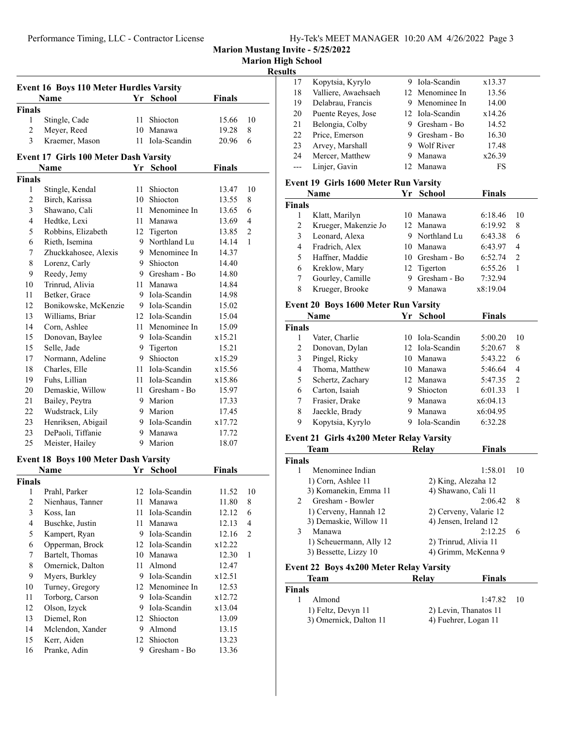**Marion Mustang Invite - 5/25/2022**

**Marion High School**

**Results**

### Event 16 Boys 110 Meter Hurdles Varsity

| | Name | Yr | School | Finals | |
|---|---|---|---|---|---|
| **Finals** | | | | | |
| 1 | Stingle, Cade | 11 | Shiocton | 15.66 | 10 |
| 2 | Meyer, Reed | 10 | Manawa | 19.28 | 8 |
| 3 | Kraemer, Mason | 11 | Iola-Scandin | 20.96 | 6 |

### Event 17 Girls 100 Meter Dash Varsity

| | Name | Yr | School | Finals | |
|---|---|---|---|---|---|
| **Finals** | | | | | |
| 1 | Stingle, Kendal | 11 | Shiocton | 13.47 | 10 |
| 2 | Birch, Karissa | 10 | Shiocton | 13.55 | 8 |
| 3 | Shawano, Cali | 11 | Menominee In | 13.65 | 6 |
| 4 | Hedtke, Lexi | 11 | Manawa | 13.69 | 4 |
| 5 | Robbins, Elizabeth | 12 | Tigerton | 13.85 | 2 |
| 6 | Rieth, Isemina | 9 | Northland Lu | 14.14 | 1 |
| 7 | Zhuckkahosee, Alexis | 9 | Menominee In | 14.37 | |
| 8 | Lorenz, Carly | 9 | Shiocton | 14.40 | |
| 9 | Reedy, Jemy | 9 | Gresham - Bo | 14.80 | |
| 10 | Trinrud, Alivia | 11 | Manawa | 14.84 | |
| 11 | Betker, Grace | 9 | Iola-Scandin | 14.98 | |
| 12 | Bonikowske, McKenzie | 9 | Iola-Scandin | 15.02 | |
| 13 | Williams, Briar | 12 | Iola-Scandin | 15.04 | |
| 14 | Corn, Ashlee | 11 | Menominee In | 15.09 | |
| 15 | Donovan, Baylee | 9 | Iola-Scandin | x15.21 | |
| 15 | Selle, Jade | 9 | Tigerton | 15.21 | |
| 17 | Normann, Adeline | 9 | Shiocton | x15.29 | |
| 18 | Charles, Elle | 11 | Iola-Scandin | x15.56 | |
| 19 | Fuhs, Lillian | 11 | Iola-Scandin | x15.86 | |
| 20 | Demaskie, Willow | 11 | Gresham - Bo | 15.97 | |
| 21 | Bailey, Peytra | 9 | Marion | 17.33 | |
| 22 | Wudstrack, Lily | 9 | Marion | 17.45 | |
| 23 | Henriksen, Abigail | 9 | Iola-Scandin | x17.72 | |
| 23 | DePaoli, Tiffanie | 9 | Manawa | 17.72 | |
| 25 | Meister, Hailey | 9 | Marion | 18.07 | |

### Event 18 Boys 100 Meter Dash Varsity

| | Name | Yr | School | Finals | |
|---|---|---|---|---|---|
| **Finals** | | | | | |
| 1 | Prahl, Parker | 12 | Iola-Scandin | 11.52 | 10 |
| 2 | Nienhaus, Tanner | 11 | Manawa | 11.80 | 8 |
| 3 | Koss, Ian | 11 | Iola-Scandin | 12.12 | 6 |
| 4 | Buschke, Justin | 11 | Manawa | 12.13 | 4 |
| 5 | Kampert, Ryan | 9 | Iola-Scandin | 12.16 | 2 |
| 6 | Opperman, Brock | 12 | Iola-Scandin | x12.22 | |
| 7 | Bartelt, Thomas | 10 | Manawa | 12.30 | 1 |
| 8 | Omernick, Dalton | 11 | Almond | 12.47 | |
| 9 | Myers, Burkley | 9 | Iola-Scandin | x12.51 | |
| 10 | Turney, Gregory | 12 | Menominee In | 12.53 | |
| 11 | Torborg, Carson | 9 | Iola-Scandin | x12.72 | |
| 12 | Olson, Izyck | 9 | Iola-Scandin | x13.04 | |
| 13 | Diemel, Ron | 12 | Shiocton | 13.09 | |
| 14 | Mclendon, Xander | 9 | Almond | 13.15 | |
| 15 | Kerr, Aiden | 12 | Shiocton | 13.23 | |
| 16 | Pranke, Adin | 9 | Gresham - Bo | 13.36 | |
| 17 | Kopytsia, Kyrylo | 9 | Iola-Scandin | x13.37 | |
| 18 | Valliere, Awaehsaeh | 12 | Menominee In | 13.56 | |
| 19 | Delabrau, Francis | 9 | Menominee In | 14.00 | |
| 20 | Puente Reyes, Jose | 12 | Iola-Scandin | x14.26 | |
| 21 | Belongia, Colby | 9 | Gresham - Bo | 14.52 | |
| 22 | Price, Emerson | 9 | Gresham - Bo | 16.30 | |
| 23 | Arvey, Marshall | 9 | Wolf River | 17.48 | |
| 24 | Mercer, Matthew | 9 | Manawa | x26.39 | |
| --- | Linjer, Gavin | 12 | Manawa | FS | |

### Event 19 Girls 1600 Meter Run Varsity

| | Name | Yr | School | Finals | |
|---|---|---|---|---|---|
| **Finals** | | | | | |
| 1 | Klatt, Marilyn | 10 | Manawa | 6:18.46 | 10 |
| 2 | Krueger, Makenzie Jo | 12 | Manawa | 6:19.92 | 8 |
| 3 | Leonard, Alexa | 9 | Northland Lu | 6:43.38 | 6 |
| 4 | Fradrich, Alex | 10 | Manawa | 6:43.97 | 4 |
| 5 | Haffner, Maddie | 10 | Gresham - Bo | 6:52.74 | 2 |
| 6 | Kreklow, Mary | 12 | Tigerton | 6:55.26 | 1 |
| 7 | Gourley, Camille | 9 | Gresham - Bo | 7:32.94 | |
| 8 | Krueger, Brooke | 9 | Manawa | x8:19.04 | |

### Event 20 Boys 1600 Meter Run Varsity

| | Name | Yr | School | Finals | |
|---|---|---|---|---|---|
| **Finals** | | | | | |
| 1 | Vater, Charlie | 10 | Iola-Scandin | 5:00.20 | 10 |
| 2 | Donovan, Dylan | 12 | Iola-Scandin | 5:20.67 | 8 |
| 3 | Pingel, Ricky | 10 | Manawa | 5:43.22 | 6 |
| 4 | Thoma, Matthew | 10 | Manawa | 5:46.64 | 4 |
| 5 | Schertz, Zachary | 12 | Manawa | 5:47.35 | 2 |
| 6 | Carton, Isaiah | 9 | Shiocton | 6:01.33 | 1 |
| 7 | Frasier, Drake | 9 | Manawa | x6:04.13 | |
| 8 | Jaeckle, Brady | 9 | Manawa | x6:04.95 | |
| 9 | Kopytsia, Kyrylo | 9 | Iola-Scandin | 6:32.28 | |

### Event 21 Girls 4x200 Meter Relay Varsity

| | Team | Relay | Finals | |
|---|---|---|---|---|
| **Finals** | | | | |
| 1 | Menominee Indian | | 1:58.01 | 10 |
| | 1) Corn, Ashlee 11 | 2) King, Alezaha 12 | | |
| | 3) Komanekin, Emma 11 | 4) Shawano, Cali 11 | | |
| 2 | Gresham - Bowler | | 2:06.42 | 8 |
| | 1) Cerveny, Hannah 12 | 2) Cerveny, Valarie 12 | | |
| | 3) Demaskie, Willow 11 | 4) Jensen, Ireland 12 | | |
| 3 | Manawa | | 2:12.25 | 6 |
| | 1) Scheuermann, Ally 12 | 2) Trinrud, Alivia 11 | | |
| | 3) Bessette, Lizzy 10 | 4) Grimm, McKenna 9 | | |

### Event 22 Boys 4x200 Meter Relay Varsity

| | Team | Relay | Finals | |
|---|---|---|---|---|
| **Finals** | | | | |
| 1 | Almond | | 1:47.82 | 10 |
| | 1) Feltz, Devyn 11 | 2) Levin, Thanatos 11 | | |
| | 3) Omernick, Dalton 11 | 4) Fuehrer, Logan 11 | | |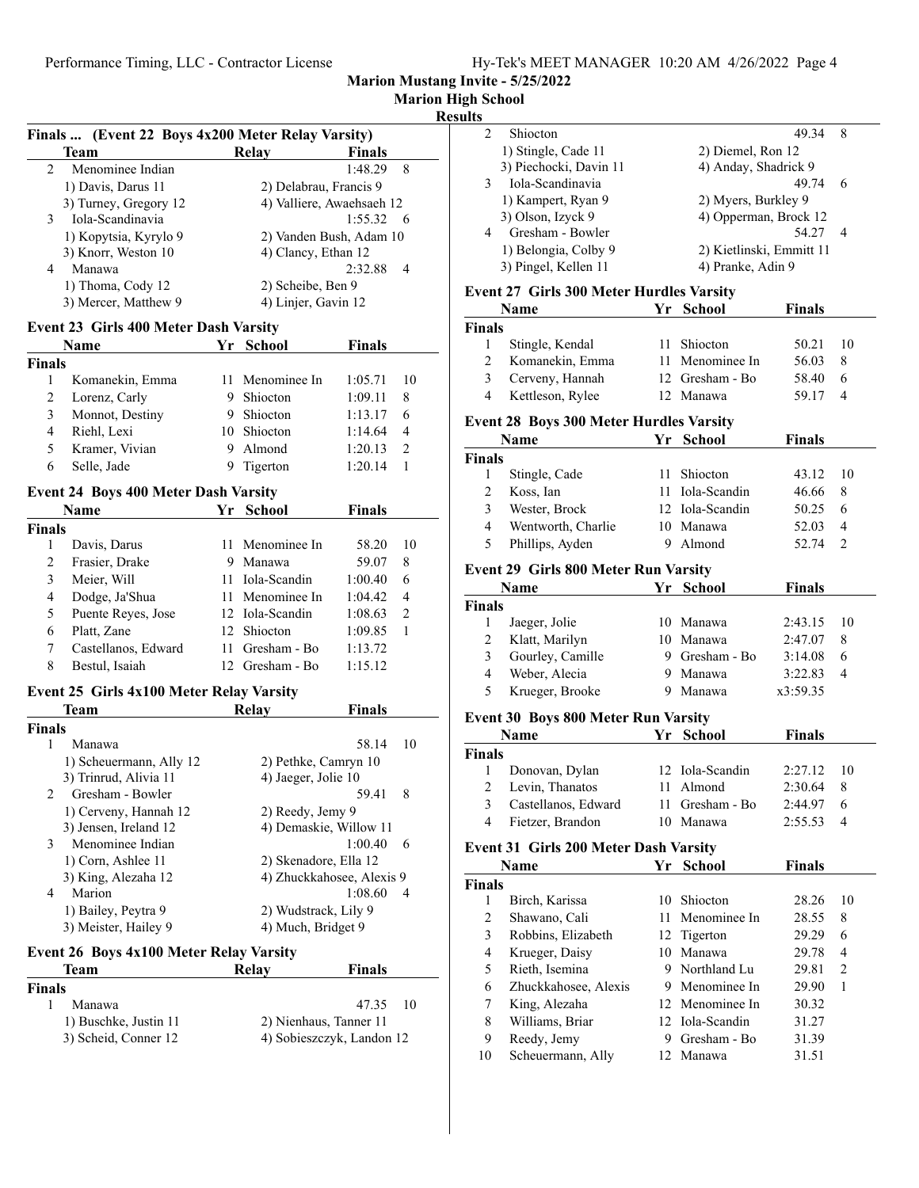## Marion Mustang Invite - 5/25/2022

### Marion High School

### Results

### Finals ... (Event 22 Boys 4x200 Meter Relay Varsity)

| | Team | Relay | Finals | |
|---|---|---|---|---|
| 2 | Menominee Indian | | 1:48.29 | 8 |
| | 1) Davis, Darus 11 | 2) Delabrau, Francis 9 | | |
| | 3) Turney, Gregory 12 | 4) Valliere, Awaehsaeh 12 | | |
| 3 | Iola-Scandinavia | | 1:55.32 | 6 |
| | 1) Kopytsia, Kyrylo 9 | 2) Vanden Bush, Adam 10 | | |
| | 3) Knorr, Weston 10 | 4) Clancy, Ethan 12 | | |
| 4 | Manawa | | 2:32.88 | 4 |
| | 1) Thoma, Cody 12 | 2) Scheibe, Ben 9 | | |
| | 3) Mercer, Matthew 9 | 4) Linjer, Gavin 12 | | |

### Event 23 Girls 400 Meter Dash Varsity

| | Name | Yr | School | Finals | |
|---|---|---|---|---|---|
| **Finals** | | | | | |
| 1 | Komanekin, Emma | 11 | Menominee In | 1:05.71 | 10 |
| 2 | Lorenz, Carly | 9 | Shiocton | 1:09.11 | 8 |
| 3 | Monnot, Destiny | 9 | Shiocton | 1:13.17 | 6 |
| 4 | Riehl, Lexi | 10 | Shiocton | 1:14.64 | 4 |
| 5 | Kramer, Vivian | 9 | Almond | 1:20.13 | 2 |
| 6 | Selle, Jade | 9 | Tigerton | 1:20.14 | 1 |

### Event 24 Boys 400 Meter Dash Varsity

| | Name | Yr | School | Finals | |
|---|---|---|---|---|---|
| **Finals** | | | | | |
| 1 | Davis, Darus | 11 | Menominee In | 58.20 | 10 |
| 2 | Frasier, Drake | 9 | Manawa | 59.07 | 8 |
| 3 | Meier, Will | 11 | Iola-Scandin | 1:00.40 | 6 |
| 4 | Dodge, Ja'Shua | 11 | Menominee In | 1:04.42 | 4 |
| 5 | Puente Reyes, Jose | 12 | Iola-Scandin | 1:08.63 | 2 |
| 6 | Platt, Zane | 12 | Shiocton | 1:09.85 | 1 |
| 7 | Castellanos, Edward | 11 | Gresham - Bo | 1:13.72 | |
| 8 | Bestul, Isaiah | 12 | Gresham - Bo | 1:15.12 | |

### Event 25 Girls 4x100 Meter Relay Varsity

| | Team | Relay | Finals | |
|---|---|---|---|---|
| **Finals** | | | | |
| 1 | Manawa | | 58.14 | 10 |
| | 1) Scheuermann, Ally 12 | 2) Pethke, Camryn 10 | | |
| | 3) Trinrud, Alivia 11 | 4) Jaeger, Jolie 10 | | |
| 2 | Gresham - Bowler | | 59.41 | 8 |
| | 1) Cerveny, Hannah 12 | 2) Reedy, Jemy 9 | | |
| | 3) Jensen, Ireland 12 | 4) Demaskie, Willow 11 | | |
| 3 | Menominee Indian | | 1:00.40 | 6 |
| | 1) Corn, Ashlee 11 | 2) Skenadore, Ella 12 | | |
| | 3) King, Alezaha 12 | 4) Zhuckkahosee, Alexis 9 | | |
| 4 | Marion | | 1:08.60 | 4 |
| | 1) Bailey, Peytra 9 | 2) Wudstrack, Lily 9 | | |
| | 3) Meister, Hailey 9 | 4) Much, Bridget 9 | | |

### Event 26 Boys 4x100 Meter Relay Varsity

| | Team | Relay | Finals | |
|---|---|---|---|---|
| **Finals** | | | | |
| 1 | Manawa | | 47.35 | 10 |
| | 1) Buschke, Justin 11 | 2) Nienhaus, Tanner 11 | | |
| | 3) Scheid, Conner 12 | 4) Sobieszczyk, Landon 12 | | |
| 2 | Shiocton | | 49.34 | 8 |
| | 1) Stingle, Cade 11 | 2) Diemel, Ron 12 | | |
| | 3) Piechocki, Davin 11 | 4) Anday, Shadrick 9 | | |
| 3 | Iola-Scandinavia | | 49.74 | 6 |
| | 1) Kampert, Ryan 9 | 2) Myers, Burkley 9 | | |
| | 3) Olson, Izyck 9 | 4) Opperman, Brock 12 | | |
| 4 | Gresham - Bowler | | 54.27 | 4 |
| | 1) Belongia, Colby 9 | 2) Kietlinski, Emmitt 11 | | |
| | 3) Pingel, Kellen 11 | 4) Pranke, Adin 9 | | |

### Event 27 Girls 300 Meter Hurdles Varsity

| | Name | Yr | School | Finals | |
|---|---|---|---|---|---|
| **Finals** | | | | | |
| 1 | Stingle, Kendal | 11 | Shiocton | 50.21 | 10 |
| 2 | Komanekin, Emma | 11 | Menominee In | 56.03 | 8 |
| 3 | Cerveny, Hannah | 12 | Gresham - Bo | 58.40 | 6 |
| 4 | Kettleson, Rylee | 12 | Manawa | 59.17 | 4 |

### Event 28 Boys 300 Meter Hurdles Varsity

| | Name | Yr | School | Finals | |
|---|---|---|---|---|---|
| **Finals** | | | | | |
| 1 | Stingle, Cade | 11 | Shiocton | 43.12 | 10 |
| 2 | Koss, Ian | 11 | Iola-Scandin | 46.66 | 8 |
| 3 | Wester, Brock | 12 | Iola-Scandin | 50.25 | 6 |
| 4 | Wentworth, Charlie | 10 | Manawa | 52.03 | 4 |
| 5 | Phillips, Ayden | 9 | Almond | 52.74 | 2 |

### Event 29 Girls 800 Meter Run Varsity

| | Name | Yr | School | Finals | |
|---|---|---|---|---|---|
| **Finals** | | | | | |
| 1 | Jaeger, Jolie | 10 | Manawa | 2:43.15 | 10 |
| 2 | Klatt, Marilyn | 10 | Manawa | 2:47.07 | 8 |
| 3 | Gourley, Camille | 9 | Gresham - Bo | 3:14.08 | 6 |
| 4 | Weber, Alecia | 9 | Manawa | 3:22.83 | 4 |
| 5 | Krueger, Brooke | 9 | Manawa | x3:59.35 | |

### Event 30 Boys 800 Meter Run Varsity

| | Name | Yr | School | Finals | |
|---|---|---|---|---|---|
| **Finals** | | | | | |
| 1 | Donovan, Dylan | 12 | Iola-Scandin | 2:27.12 | 10 |
| 2 | Levin, Thanatos | 11 | Almond | 2:30.64 | 8 |
| 3 | Castellanos, Edward | 11 | Gresham - Bo | 2:44.97 | 6 |
| 4 | Fietzer, Brandon | 10 | Manawa | 2:55.53 | 4 |

### Event 31 Girls 200 Meter Dash Varsity

| | Name | Yr | School | Finals | |
|---|---|---|---|---|---|
| **Finals** | | | | | |
| 1 | Birch, Karissa | 10 | Shiocton | 28.26 | 10 |
| 2 | Shawano, Cali | 11 | Menominee In | 28.55 | 8 |
| 3 | Robbins, Elizabeth | 12 | Tigerton | 29.29 | 6 |
| 4 | Krueger, Daisy | 10 | Manawa | 29.78 | 4 |
| 5 | Rieth, Isemina | 9 | Northland Lu | 29.81 | 2 |
| 6 | Zhuckkahosee, Alexis | 9 | Menominee In | 29.90 | 1 |
| 7 | King, Alezaha | 12 | Menominee In | 30.32 | |
| 8 | Williams, Briar | 12 | Iola-Scandin | 31.27 | |
| 9 | Reedy, Jemy | 9 | Gresham - Bo | 31.39 | |
| 10 | Scheuermann, Ally | 12 | Manawa | 31.51 | |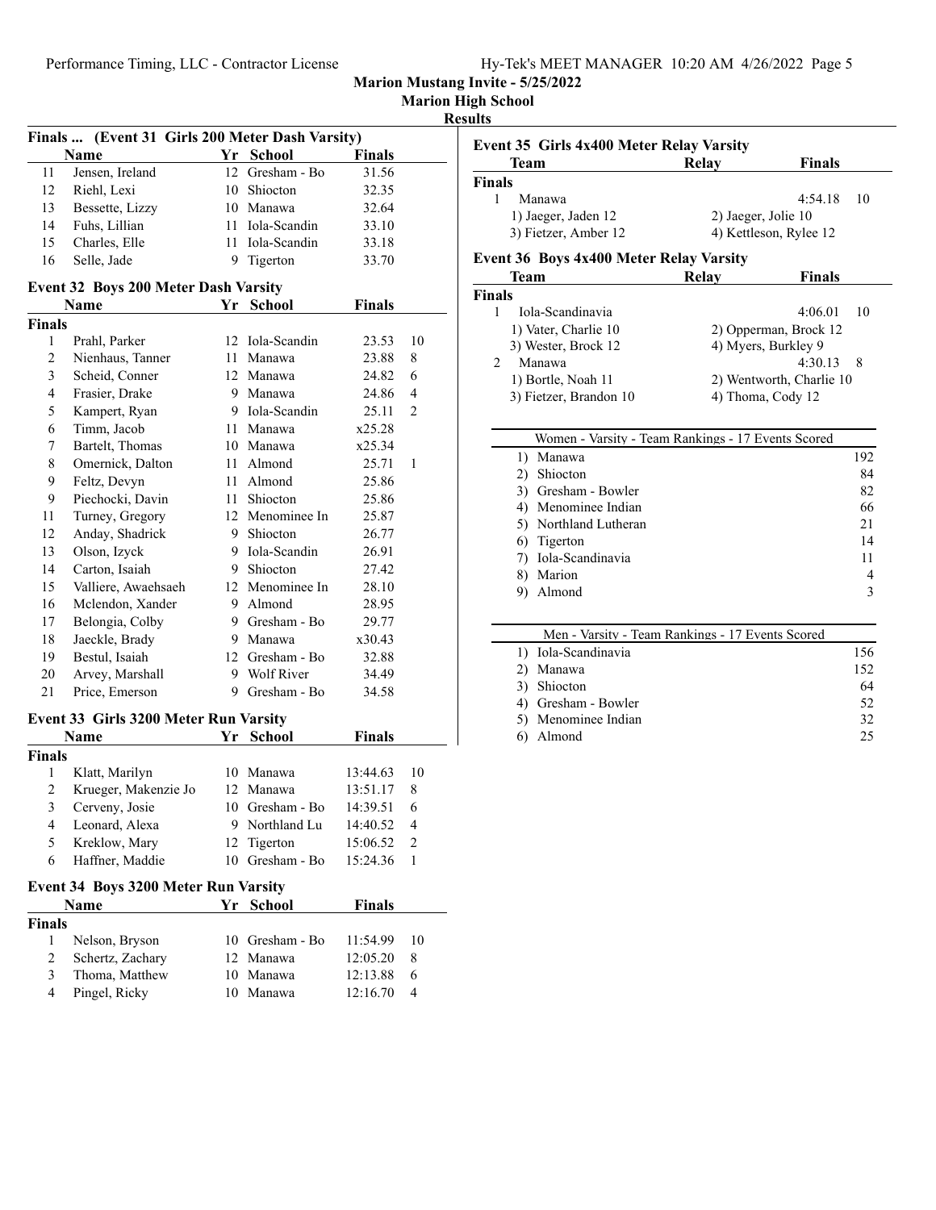## Finals ... (Event 31 Girls 200 Meter Dash Varsity)

| | Name | Yr | School | Finals | |
|---|---|---|---|---|---|
| 11 | Jensen, Ireland | 12 | Gresham - Bo | 31.56 | |
| 12 | Riehl, Lexi | 10 | Shiocton | 32.35 | |
| 13 | Bessette, Lizzy | 10 | Manawa | 32.64 | |
| 14 | Fuhs, Lillian | 11 | Iola-Scandin | 33.10 | |
| 15 | Charles, Elle | 11 | Iola-Scandin | 33.18 | |
| 16 | Selle, Jade | 9 | Tigerton | 33.70 | |

## Event 32 Boys 200 Meter Dash Varsity

**Finals**

| | Name | Yr | School | Finals | |
|---|---|---|---|---|---|
| 1 | Prahl, Parker | 12 | Iola-Scandin | 23.53 | 10 |
| 2 | Nienhaus, Tanner | 11 | Manawa | 23.88 | 8 |
| 3 | Scheid, Conner | 12 | Manawa | 24.82 | 6 |
| 4 | Frasier, Drake | 9 | Manawa | 24.86 | 4 |
| 5 | Kampert, Ryan | 9 | Iola-Scandin | 25.11 | 2 |
| 6 | Timm, Jacob | 11 | Manawa | x25.28 | |
| 7 | Bartelt, Thomas | 10 | Manawa | x25.34 | |
| 8 | Omernick, Dalton | 11 | Almond | 25.71 | 1 |
| 9 | Feltz, Devyn | 11 | Almond | 25.86 | |
| 9 | Piechocki, Davin | 11 | Shiocton | 25.86 | |
| 11 | Turney, Gregory | 12 | Menominee In | 25.87 | |
| 12 | Anday, Shadrick | 9 | Shiocton | 26.77 | |
| 13 | Olson, Izyck | 9 | Iola-Scandin | 26.91 | |
| 14 | Carton, Isaiah | 9 | Shiocton | 27.42 | |
| 15 | Valliere, Awaehsaeh | 12 | Menominee In | 28.10 | |
| 16 | Mclendon, Xander | 9 | Almond | 28.95 | |
| 17 | Belongia, Colby | 9 | Gresham - Bo | 29.77 | |
| 18 | Jaeckle, Brady | 9 | Manawa | x30.43 | |
| 19 | Bestul, Isaiah | 12 | Gresham - Bo | 32.88 | |
| 20 | Arvey, Marshall | 9 | Wolf River | 34.49 | |
| 21 | Price, Emerson | 9 | Gresham - Bo | 34.58 | |

## Event 33 Girls 3200 Meter Run Varsity

**Finals**

| | Name | Yr | School | Finals | |
|---|---|---|---|---|---|
| 1 | Klatt, Marilyn | 10 | Manawa | 13:44.63 | 10 |
| 2 | Krueger, Makenzie Jo | 12 | Manawa | 13:51.17 | 8 |
| 3 | Cerveny, Josie | 10 | Gresham - Bo | 14:39.51 | 6 |
| 4 | Leonard, Alexa | 9 | Northland Lu | 14:40.52 | 4 |
| 5 | Kreklow, Mary | 12 | Tigerton | 15:06.52 | 2 |
| 6 | Haffner, Maddie | 10 | Gresham - Bo | 15:24.36 | 1 |

## Event 34 Boys 3200 Meter Run Varsity

**Finals**

| | Name | Yr | School | Finals | |
|---|---|---|---|---|---|
| 1 | Nelson, Bryson | 10 | Gresham - Bo | 11:54.99 | 10 |
| 2 | Schertz, Zachary | 12 | Manawa | 12:05.20 | 8 |
| 3 | Thoma, Matthew | 10 | Manawa | 12:13.88 | 6 |
| 4 | Pingel, Ricky | 10 | Manawa | 12:16.70 | 4 |

## Event 35 Girls 4x400 Meter Relay Varsity

**Finals**

| | Team | Relay | Finals | |
|---|---|---|---|---|
| 1 | Manawa | | 4:54.18 | 10 |

1) Jaeger, Jaden 12 2) Jaeger, Jolie 10
3) Fietzer, Amber 12 4) Kettleson, Rylee 12

## Event 36 Boys 4x400 Meter Relay Varsity

**Finals**

| | Team | Relay | Finals | |
|---|---|---|---|---|
| 1 | Iola-Scandinavia | | 4:06.01 | 10 |

1) Vater, Charlie 10 2) Opperman, Brock 12
3) Wester, Brock 12 4) Myers, Burkley 9

| | Team | Relay | Finals | |
|---|---|---|---|---|
| 2 | Manawa | | 4:30.13 | 8 |

1) Bortle, Noah 11 2) Wentworth, Charlie 10
3) Fietzer, Brandon 10 4) Thoma, Cody 12

### Women - Varsity - Team Rankings - 17 Events Scored

| | Team | Points |
|---|---|---|
| 1) | Manawa | 192 |
| 2) | Shiocton | 84 |
| 3) | Gresham - Bowler | 82 |
| 4) | Menominee Indian | 66 |
| 5) | Northland Lutheran | 21 |
| 6) | Tigerton | 14 |
| 7) | Iola-Scandinavia | 11 |
| 8) | Marion | 4 |
| 9) | Almond | 3 |

### Men - Varsity - Team Rankings - 17 Events Scored

| | Team | Points |
|---|---|---|
| 1) | Iola-Scandinavia | 156 |
| 2) | Manawa | 152 |
| 3) | Shiocton | 64 |
| 4) | Gresham - Bowler | 52 |
| 5) | Menominee Indian | 32 |
| 6) | Almond | 25 |